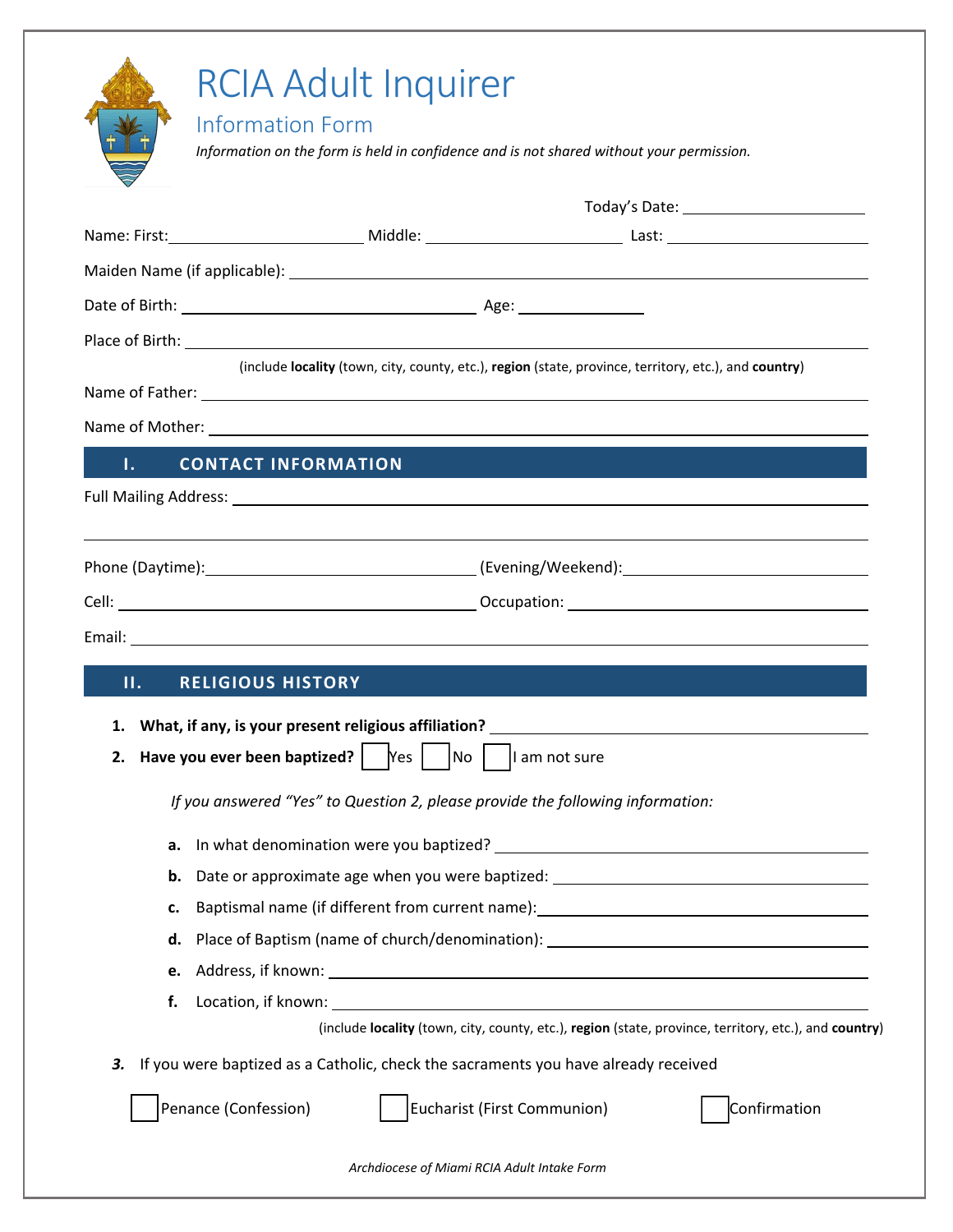# RCIA Adult Inquirer

## Information Form

*Information on the form is held in confidence and is not shared without your permission.*

Today's Date: ____________________

Name: First: ____________________ Middle: ____________________ Last: ____________________

Maiden Name (if applicable): ____________________

Date of Birth: ____________________ Age: ____________

Place of Birth: ____________________

(include **locality** (town, city, county, etc.), **region** (state, province, territory, etc.), and **country**)

Name of Father: ____________________

Name of Mother: ____________________

## I. CONTACT INFORMATION

Full Mailing Address: ____________________

____________________

Phone (Daytime): ____________________ (Evening/Weekend): ____________________

Cell: ____________________ Occupation: ____________________

Email: ____________________

## II. RELIGIOUS HISTORY

1. **What, if any, is your present religious affiliation?** ____________________
2. **Have you ever been baptized?** ☐ Yes ☐ No ☐ I am not sure

   *If you answered "Yes" to Question 2, please provide the following information:*

   a. In what denomination were you baptized? ____________________

   b. Date or approximate age when you were baptized: ____________________

   c. Baptismal name (if different from current name): ____________________

   d. Place of Baptism (name of church/denomination): ____________________

   e. Address, if known: ____________________

   f. Location, if known: ____________________

   (include **locality** (town, city, county, etc.), **region** (state, province, territory, etc.), and **country**)

3. If you were baptized as a Catholic, check the sacraments you have already received

   ☐ Penance (Confession) ☐ Eucharist (First Communion) ☐ Confirmation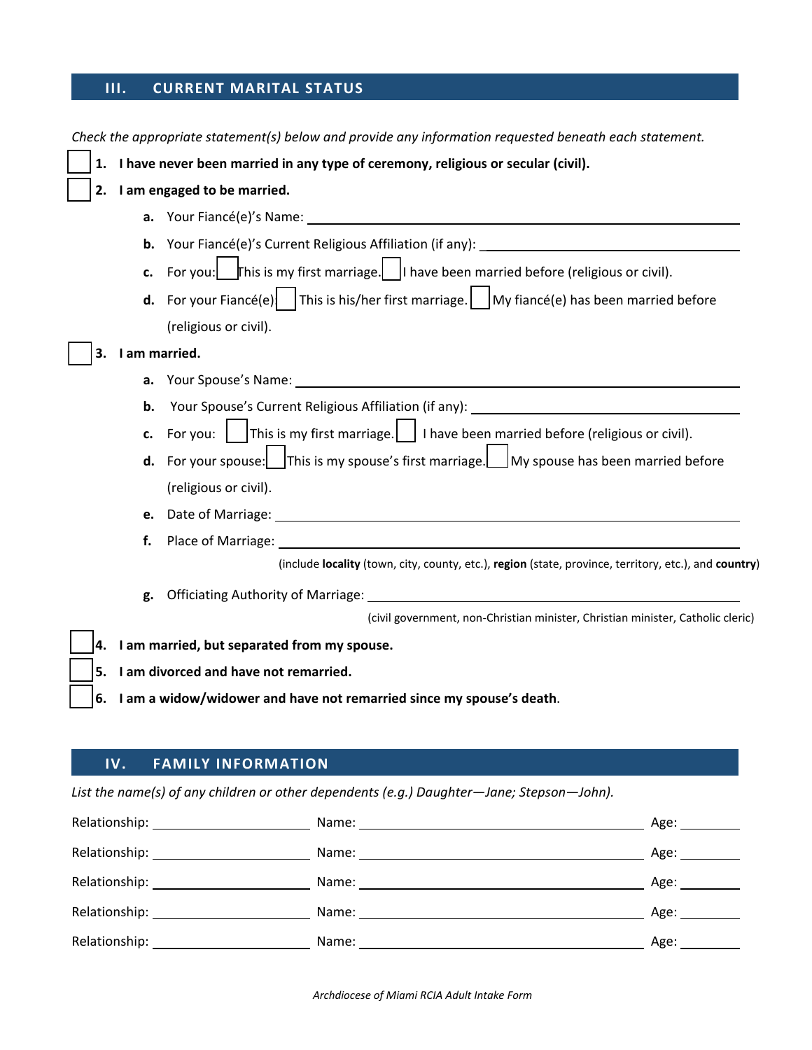## III. CURRENT MARITAL STATUS

*Check the appropriate statement(s) below and provide any information requested beneath each statement.*

☐ **1. I have never been married in any type of ceremony, religious or secular (civil).**

☐ **2. I am engaged to be married.**

- **a.** Your Fiancé(e)'s Name: ____________________
- **b.** Your Fiancé(e)'s Current Religious Affiliation (if any): ____________________
- **c.** For you: ☐ This is my first marriage. ☐ I have been married before (religious or civil).
- **d.** For your Fiancé(e) ☐ This is his/her first marriage. ☐ My fiancé(e) has been married before (religious or civil).

☐ **3. I am married.**

- **a.** Your Spouse's Name: ____________________
- **b.** Your Spouse's Current Religious Affiliation (if any): ____________________
- **c.** For you: ☐ This is my first marriage. ☐ I have been married before (religious or civil).
- **d.** For your spouse: ☐ This is my spouse's first marriage. ☐ My spouse has been married before (religious or civil).
- **e.** Date of Marriage: ____________________
- **f.** Place of Marriage: ____________________
  (include **locality** (town, city, county, etc.), **region** (state, province, territory, etc.), and **country**)
- **g.** Officiating Authority of Marriage: ____________________
  (civil government, non-Christian minister, Christian minister, Catholic cleric)

☐ **4. I am married, but separated from my spouse.**

☐ **5. I am divorced and have not remarried.**

☐ **6. I am a widow/widower and have not remarried since my spouse's death.**

## IV. FAMILY INFORMATION

*List the name(s) of any children or other dependents (e.g.) Daughter—Jane; Stepson—John).*

| Relationship | Name | Age |
|---|---|---|
| | | |
| | | |
| | | |
| | | |
| | | |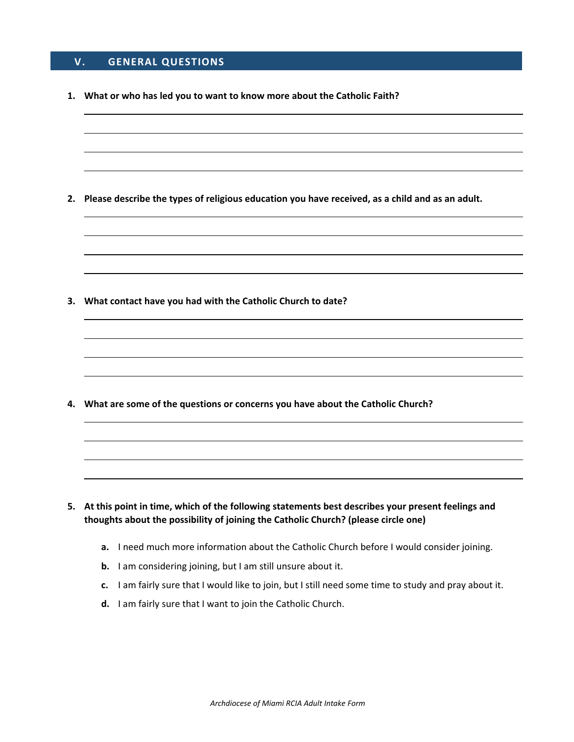## V. GENERAL QUESTIONS

1. **What or who has led you to want to know more about the Catholic Faith?**

2. **Please describe the types of religious education you have received, as a child and as an adult.**

3. **What contact have you had with the Catholic Church to date?**

4. **What are some of the questions or concerns you have about the Catholic Church?**

5. **At this point in time, which of the following statements best describes your present feelings and thoughts about the possibility of joining the Catholic Church? (please circle one)**

   **a.** I need much more information about the Catholic Church before I would consider joining.

   **b.** I am considering joining, but I am still unsure about it.

   **c.** I am fairly sure that I would like to join, but I still need some time to study and pray about it.

   **d.** I am fairly sure that I want to join the Catholic Church.

*Archdiocese of Miami RCIA Adult Intake Form*